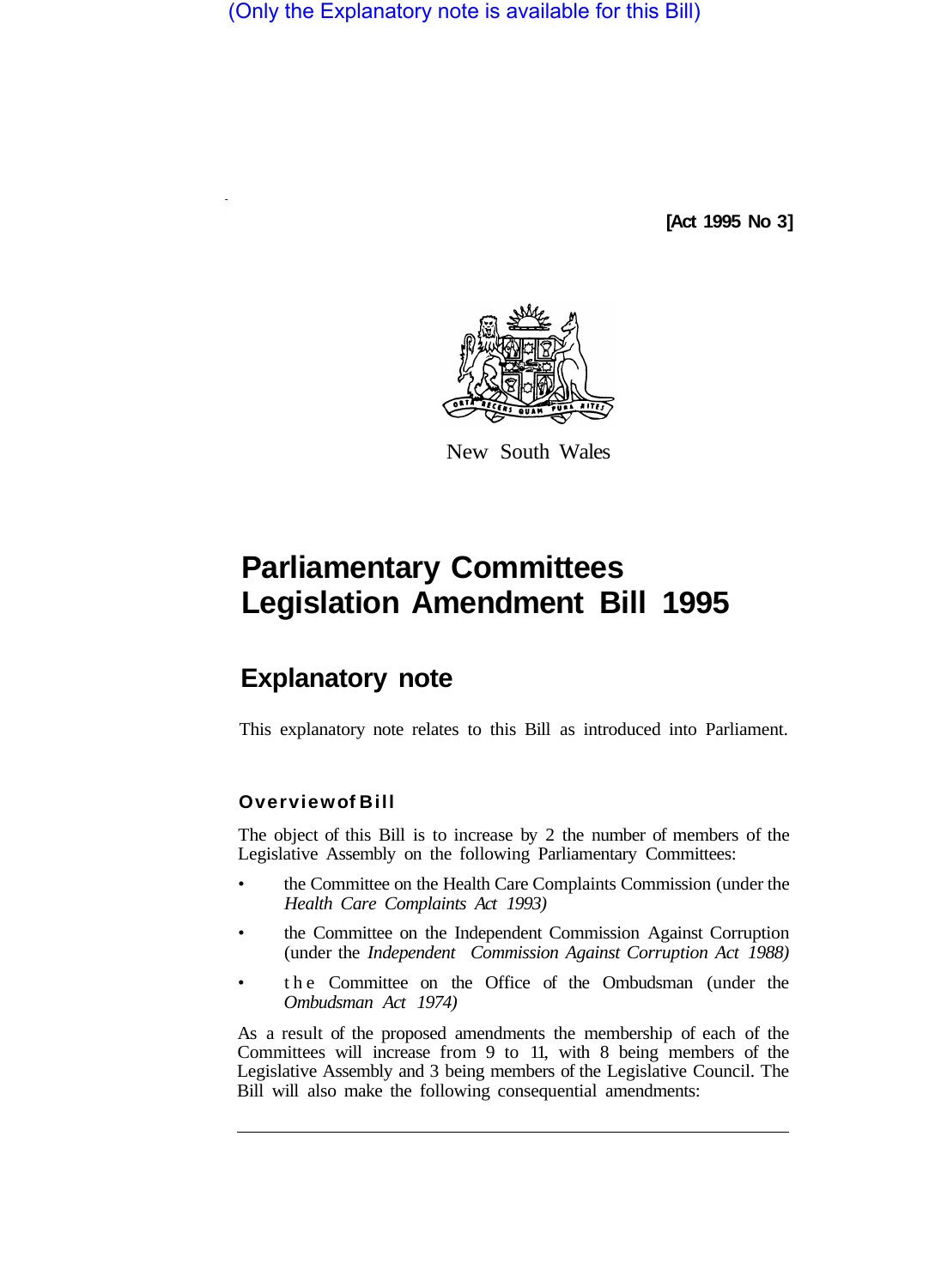(Only the Explanatory note is available for this Bill)

[Act 1995 No 3]

New South Wales

# Parliamentary Committees Legislation Amendment Bill 1995

## Explanatory note

This explanatory note relates to this Bill as introduced into Parliament.

### Overview of Bill

The object of this Bill is to increase by 2 the number of members of the Legislative Assembly on the following Parliamentary Committees:

- the Committee on the Health Care Complaints Commission (under the *Health Care Complaints Act 1993)*
- the Committee on the Independent Commission Against Corruption (under the *Independent Commission Against Corruption Act 1988)*
- the Committee on the Office of the Ombudsman (under the *Ombudsman Act 1974)*

As a result of the proposed amendments the membership of each of the Committees will increase from 9 to 11, with 8 being members of the Legislative Assembly and 3 being members of the Legislative Council. The Bill will also make the following consequential amendments: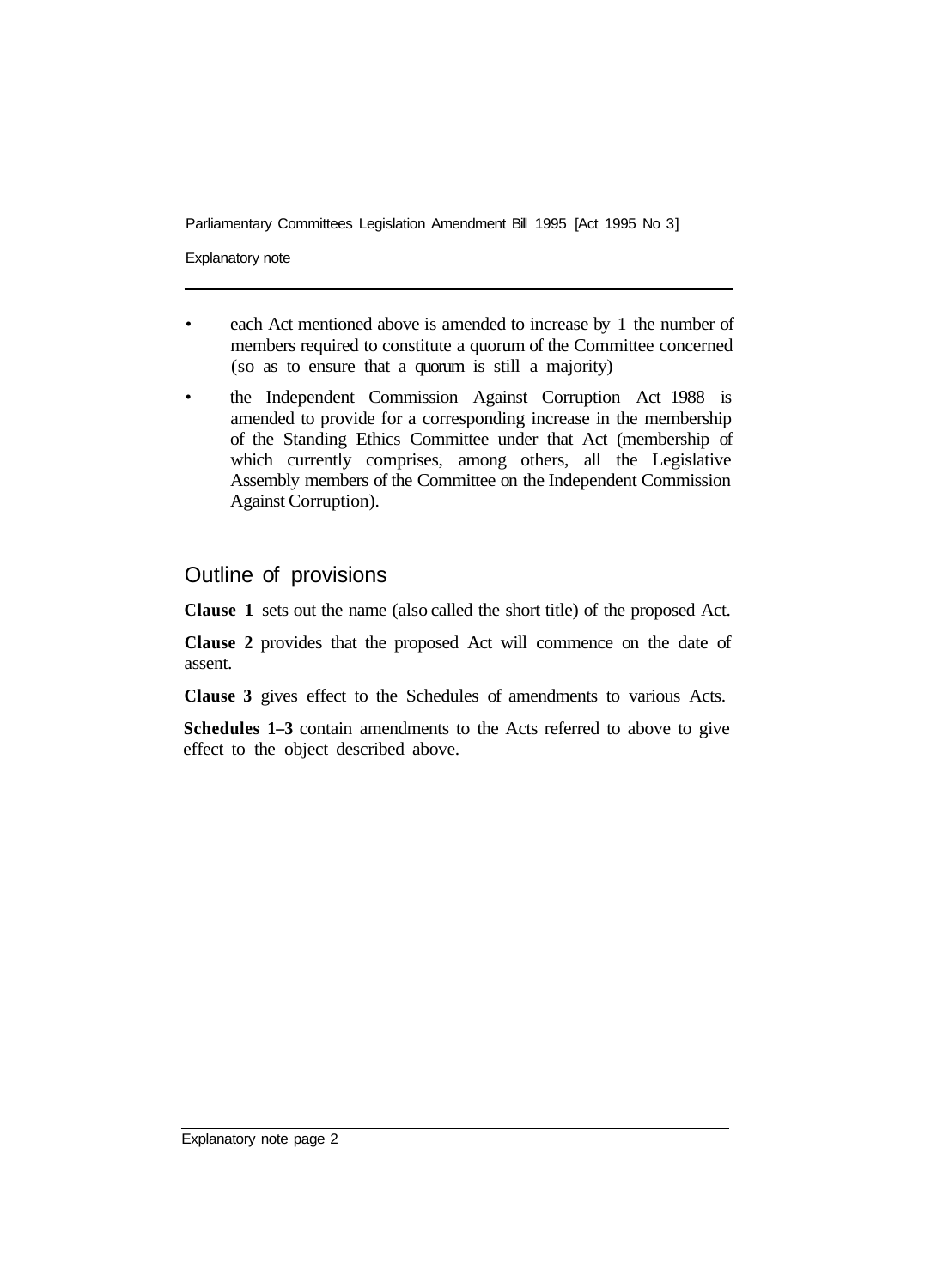- each Act mentioned above is amended to increase by 1 the number of members required to constitute a quorum of the Committee concerned (so as to ensure that a quorum is still a majority)
- the Independent Commission Against Corruption Act 1988 is amended to provide for a corresponding increase in the membership of the Standing Ethics Committee under that Act (membership of which currently comprises, among others, all the Legislative Assembly members of the Committee on the Independent Commission Against Corruption).

## Outline of provisions

**Clause 1** sets out the name (also called the short title) of the proposed Act.

**Clause 2** provides that the proposed Act will commence on the date of assent.

**Clause 3** gives effect to the Schedules of amendments to various Acts.

**Schedules 1–3** contain amendments to the Acts referred to above to give effect to the object described above.